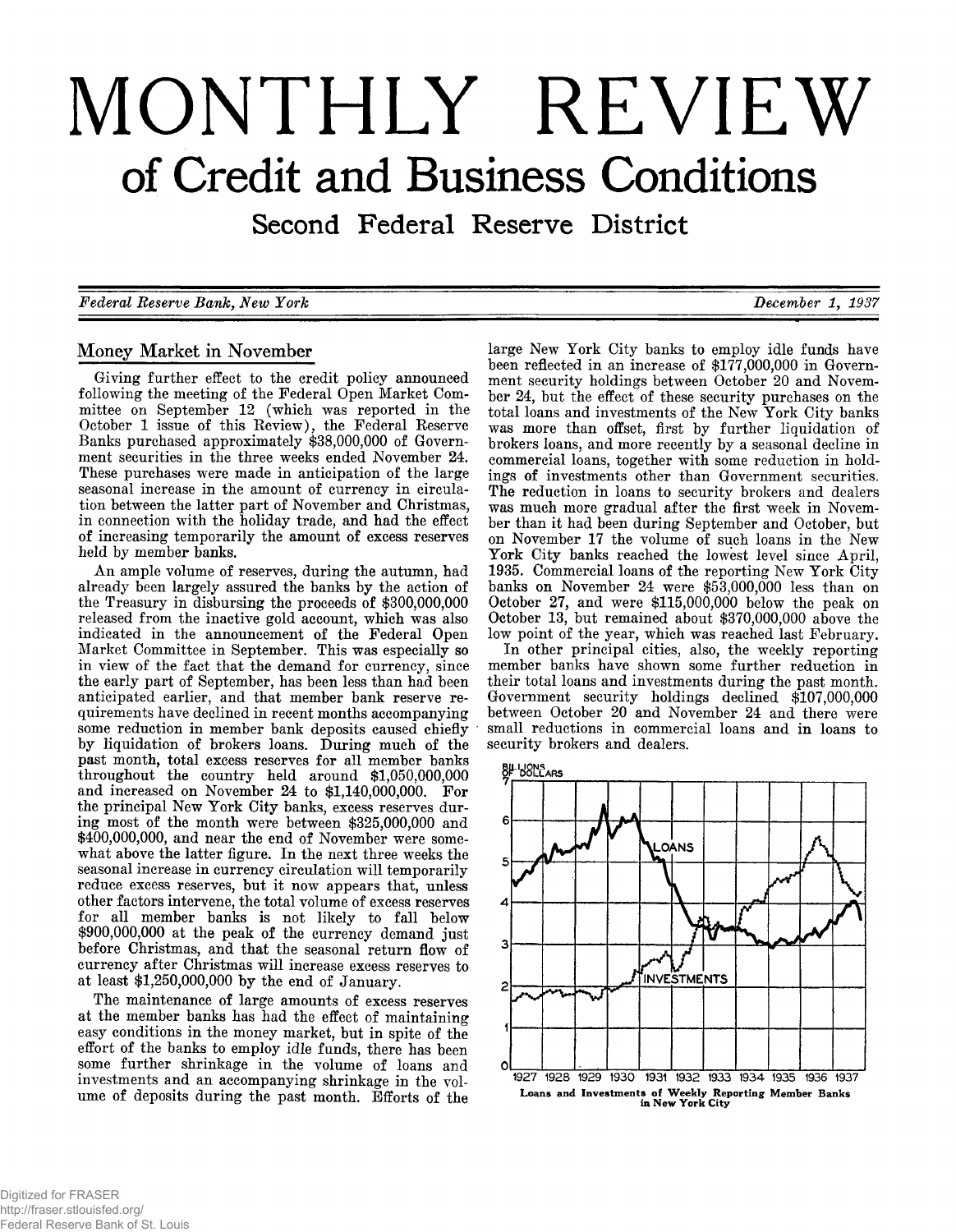# MONTHLY REVIEW

## of Credit and Business Conditions

### Second Federal Reserve District

*Federal Reserve Bank, New York* *December 1, 1937*

## Money Market in November

Giving further effect to the credit policy announced following the meeting of the Federal Open Market Committee on September 12 (which was reported in the October 1 issue of this Review), the Federal Reserve Banks purchased approximately $38,000,000 of Government securities in the three weeks ended November 24. These purchases were made in anticipation of the large seasonal increase in the amount of currency in circulation between the latter part of November and Christmas, in connection with the holiday trade, and had the effect of increasing temporarily the amount of excess reserves held by member banks.

An ample volume of reserves, during the autumn, had already been largely assured the banks by the action of the Treasury in disbursing the proceeds of $300,000,000 released from the inactive gold account, which was also indicated in the announcement of the Federal Open Market Committee in September. This was especially so in view of the fact that the demand for currency, since the early part of September, has been less than had been anticipated earlier, and that member bank reserve requirements have declined in recent months accompanying some reduction in member bank deposits caused chiefly by liquidation of brokers loans. During much of the past month, total excess reserves for all member banks throughout the country held around $1,050,000,000 and increased on November 24 to $1,140,000,000. For the principal New York City banks, excess reserves during most of the month were between $325,000,000 and $400,000,000, and near the end of November were somewhat above the latter figure. In the next three weeks the seasonal increase in currency circulation will temporarily reduce excess reserves, but it now appears that, unless other factors intervene, the total volume of excess reserves for all member banks is not likely to fall below $900,000,000 at the peak of the currency demand just before Christmas, and that the seasonal return flow of currency after Christmas will increase excess reserves to at least $1,250,000,000 by the end of January.

The maintenance of large amounts of excess reserves at the member banks has had the effect of maintaining easy conditions in the money market, but in spite of the effort of the banks to employ idle funds, there has been some further shrinkage in the volume of loans and investments and an accompanying shrinkage in the volume of deposits during the past month. Efforts of the large New York City banks to employ idle funds have been reflected in an increase of $177,000,000 in Government security holdings between October 20 and November 24, but the effect of these security purchases on the total loans and investments of the New York City banks was more than offset, first by further liquidation of brokers loans, and more recently by a seasonal decline in commercial loans, together with some reduction in holdings of investments other than Government securities. The reduction in loans to security brokers and dealers was much more gradual after the first week in November than it had been during September and October, but on November 17 the volume of such loans in the New York City banks reached the lowest level since April, 1935. Commercial loans of the reporting New York City banks on November 24 were $53,000,000 less than on October 27, and were $115,000,000 below the peak on October 13, but remained about $370,000,000 above the low point of the year, which was reached last February.

In other principal cities, also, the weekly reporting member banks have shown some further reduction in their total loans and investments during the past month. Government security holdings declined $107,000,000 between October 20 and November 24 and there were small reductions in commercial loans and in loans to security brokers and dealers.

**Loans and Investments of Weekly Reporting Member Banks in New York City**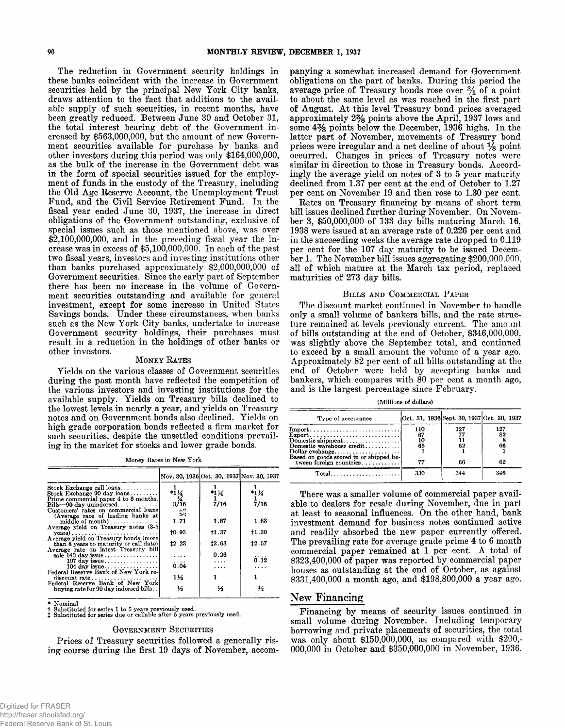The reduction in Government security holdings in these banks coincident with the increase in Government securities held by the principal New York City banks, draws attention to the fact that additions to the available supply of such securities, in recent months, have been greatly reduced. Between June 30 and October 31, the total interest bearing debt of the Government increased by $563,000,000, but the amount of new Government securities available for purchase by banks and other investors during this period was only $164,000,000, as the bulk of the increase in the Government debt was in the form of special securities issued for the employment of funds in the custody of the Treasury, including the Old Age Reserve Account, the Unemployment Trust Fund, and the Civil Service Retirement Fund. In the fiscal year ended June 30, 1937, the increase in direct obligations of the Government outstanding, exclusive of special issues such as those mentioned above, was over $2,100,000,000, and in the preceding fiscal year the increase was in excess of $5,100,000,000. In each of the past two fiscal years, investors and investing institutions other than banks purchased approximately $2,000,000,000 of Government securities. Since the early part of September there has been no increase in the volume of Government securities outstanding and available for general investment, except for some increase in United States Savings bonds. Under these circumstances, when banks such as the New York City banks, undertake to increase Government security holdings, their purchases must result in a reduction in the holdings of other banks or other investors.

### Money Rates

Yields on the various classes of Government securities during the past month have reflected the competition of the various investors and investing institutions for the available supply. Yields on Treasury bills declined to the lowest levels in nearly a year, and yields on Treasury notes and on Government bonds also declined. Yields on high grade corporation bonds reflected a firm market for such securities, despite the unsettled conditions prevailing in the market for stocks and lower grade bonds.

Money Rates in New York

| | Nov. 30, 1936 | Oct. 30, 1937 | Nov. 30, 1937 |
|---|---|---|---|
| Stock Exchange call loans | 1 | 1 | 1 |
| Stock Exchange 90 day loans | *1¼ | *1¼ | *1¼ |
| Prime commercial paper 4 to 6 months | ¾ | 1 | 1 |
| Bills—90 day unindorsed | 3/16 | 7/16 | 7/16 |
| Customers' rates on commercial loans (Average rate of leading banks at middle of month) | 1.71 | 1.67 | 1.63 |
| Average yield on Treasury notes (3-5 years) | †0.93 | †1.37 | †1.30 |
| Average yield on Treasury bonds (more than 8 years to maturity or call date) | ‡2.23 | ‡2.63 | ‡2.57 |
| Average rate on latest Treasury bill sale 140 day issue | .... | 0.26 | .... |
| 107 day issue | .... | .... | 0.12 |
| 104 day issue | 0.04 | .... | .... |
| Federal Reserve Bank of New York rediscount rate | 1½ | 1 | 1 |
| Federal Reserve Bank of New York buying rate for 90 day indorsed bills | ½ | ½ | ½ |

\* Nominal
† Substituted for series 1 to 5 years previously used.
‡ Substituted for series due or callable after 5 years previously used.

### Government Securities

Prices of Treasury securities followed a generally rising course during the first 19 days of November, accompanying a somewhat increased demand for Government obligations on the part of banks. During this period the average price of Treasury bonds rose over ¾ of a point to about the same level as was reached in the first part of August. At this level Treasury bond prices averaged approximately 2⅜ points above the April, 1937 lows and some 4⅜ points below the December, 1936 highs. In the latter part of November, movements of Treasury bond prices were irregular and a net decline of about ⅛ point occurred. Changes in prices of Treasury notes were similar in direction to those in Treasury bonds. Accordingly the average yield on notes of 3 to 5 year maturity declined from 1.37 per cent at the end of October to 1.27 per cent on November 19 and then rose to 1.30 per cent.

Rates on Treasury financing by means of short term bill issues declined further during November. On November 3, $50,000,000 of 133 day bills maturing March 16, 1938 were issued at an average rate of 0.226 per cent and in the succeeding weeks the average rate dropped to 0.119 per cent for the 107 day maturity to be issued December 1. The November bill issues aggregating $200,000,000, all of which mature at the March tax period, replaced maturities of 273 day bills.

### Bills and Commercial Paper

The discount market continued in November to handle only a small volume of bankers bills, and the rate structure remained at levels previously current. The amount of bills outstanding at the end of October, $346,000,000, was slightly above the September total, and continued to exceed by a small amount the volume of a year ago. Approximately 82 per cent of all bills outstanding at the end of October were held by accepting banks and bankers, which compares with 80 per cent a month ago, and is the largest percentage since February.

(Millions of dollars)

| Type of acceptance | Oct. 31, 1936 | Sept. 30, 1937 | Oct. 30, 1937 |
|---|---|---|---|
| Import | 110 | 127 | 127 |
| Export | 67 | 77 | 82 |
| Domestic shipment | 10 | 11 | 8 |
| Domestic warehouse credit | 65 | 62 | 66 |
| Dollar exchange | 1 | 1 | 1 |
| Based on goods stored in or shipped between foreign countries | 77 | 66 | 62 |
| Total | 330 | 344 | 346 |

There was a smaller volume of commercial paper available to dealers for resale during November, due in part at least to seasonal influences. On the other hand, bank investment demand for business notes continued active and readily absorbed the new paper currently offered. The prevailing rate for average grade prime 4 to 6 month commercial paper remained at 1 per cent. A total of $323,400,000 of paper was reported by commercial paper houses as outstanding at the end of October, as against $331,400,000 a month ago, and $198,800,000 a year ago.

## New Financing

Financing by means of security issues continued in small volume during November. Including temporary borrowing and private placements of securities, the total was only about $150,000,000, as compared with $200,000,000 in October and $350,000,000 in November, 1936.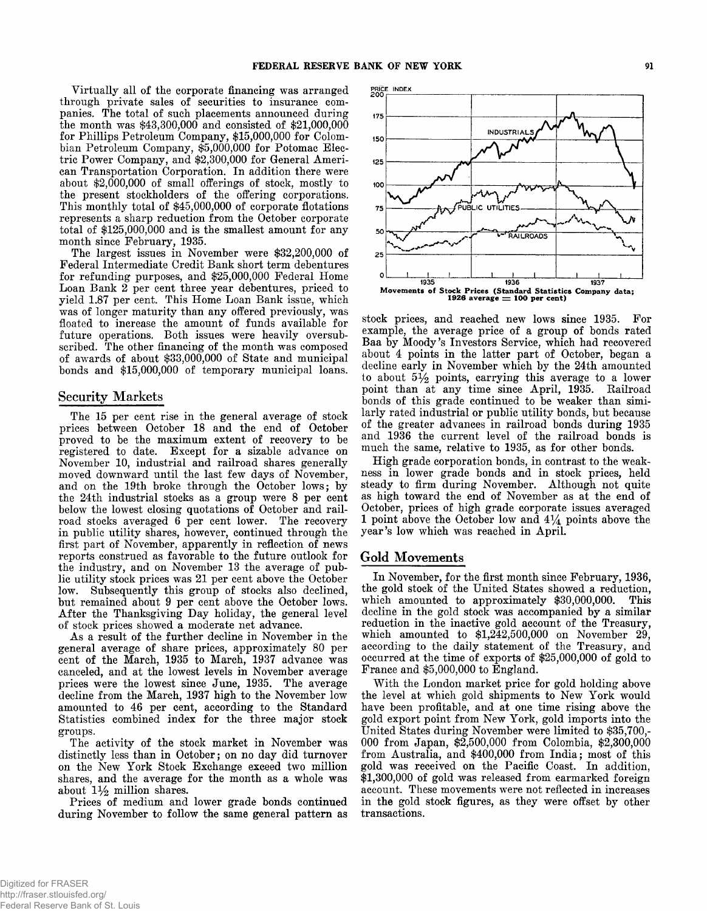Virtually all of the corporate financing was arranged through private sales of securities to insurance companies. The total of such placements announced during the month was $43,300,000 and consisted of $21,000,000 for Phillips Petroleum Company, $15,000,000 for Colombian Petroleum Company, $5,000,000 for Potomac Electric Power Company, and $2,300,000 for General American Transportation Corporation. In addition there were about $2,000,000 of small offerings of stock, mostly to the present stockholders of the offering corporations. This monthly total of $45,000,000 of corporate flotations represents a sharp reduction from the October corporate total of $125,000,000 and is the smallest amount for any month since February, 1935.

The largest issues in November were $32,200,000 of Federal Intermediate Credit Bank short term debentures for refunding purposes, and $25,000,000 Federal Home Loan Bank 2 per cent three year debentures, priced to yield 1.87 per cent. This Home Loan Bank issue, which was of longer maturity than any offered previously, was floated to increase the amount of funds available for future operations. Both issues were heavily oversubscribed. The other financing of the month was composed of awards of about $33,000,000 of State and municipal bonds and $15,000,000 of temporary municipal loans.

## Security Markets

The 15 per cent rise in the general average of stock prices between October 18 and the end of October proved to be the maximum extent of recovery to be registered to date. Except for a sizable advance on November 10, industrial and railroad shares generally moved downward until the last few days of November, and on the 19th broke through the October lows; by the 24th industrial stocks as a group were 8 per cent below the lowest closing quotations of October and railroad stocks averaged 6 per cent lower. The recovery in public utility shares, however, continued through the first part of November, apparently in reflection of news reports construed as favorable to the future outlook for the industry, and on November 13 the average of public utility stock prices was 21 per cent above the October low. Subsequently this group of stocks also declined, but remained about 9 per cent above the October lows. After the Thanksgiving Day holiday, the general level of stock prices showed a moderate net advance.

As a result of the further decline in November in the general average of share prices, approximately 80 per cent of the March, 1935 to March, 1937 advance was canceled, and at the lowest levels in November average prices were the lowest since June, 1935. The average decline from the March, 1937 high to the November low amounted to 46 per cent, according to the Standard Statistics combined index for the three major stock groups.

The activity of the stock market in November was distinctly less than in October; on no day did turnover on the New York Stock Exchange exceed two million shares, and the average for the month as a whole was about 1½ million shares.

Prices of medium and lower grade bonds continued during November to follow the same general pattern as stock prices, and reached new lows since 1935. For example, the average price of a group of bonds rated Baa by Moody's Investors Service, which had recovered about 4 points in the latter part of October, began a decline early in November which by the 24th amounted to about 5½ points, carrying this average to a lower point than at any time since April, 1935. Railroad bonds of this grade continued to be weaker than similarly rated industrial or public utility bonds, but because of the greater advances in railroad bonds during 1935 and 1936 the current level of the railroad bonds is much the same, relative to 1935, as for other bonds.

High grade corporation bonds, in contrast to the weakness in lower grade bonds and in stock prices, held steady to firm during November. Although not quite as high toward the end of November as at the end of October, prices of high grade corporate issues averaged 1 point above the October low and 4¼ points above the year's low which was reached in April.

**Movements of Stock Prices (Standard Statistics Company data; 1926 average = 100 per cent)**

## Gold Movements

In November, for the first month since February, 1936, the gold stock of the United States showed a reduction, which amounted to approximately $30,000,000. This decline in the gold stock was accompanied by a similar reduction in the inactive gold account of the Treasury, which amounted to $1,242,500,000 on November 29, according to the daily statement of the Treasury, and occurred at the time of exports of $25,000,000 of gold to France and $5,000,000 to England.

With the London market price for gold holding above the level at which gold shipments to New York would have been profitable, and at one time rising above the gold export point from New York, gold imports into the United States during November were limited to $35,700,000 from Japan, $2,500,000 from Colombia, $2,300,000 from Australia, and $400,000 from India; most of this gold was received on the Pacific Coast. In addition, $1,300,000 of gold was released from earmarked foreign account. These movements were not reflected in increases in the gold stock figures, as they were offset by other transactions.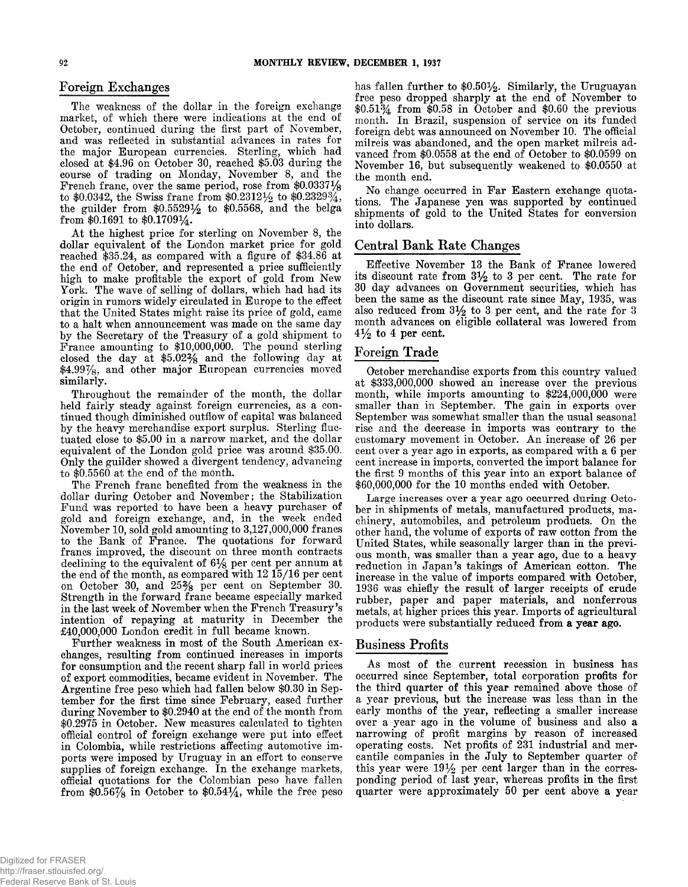## Foreign Exchanges

The weakness of the dollar in the foreign exchange market, of which there were indications at the end of October, continued during the first part of November, and was reflected in substantial advances in rates for the major European currencies. Sterling, which had closed at $4.96 on October 30, reached $5.03 during the course of trading on Monday, November 8, and the French franc, over the same period, rose from $0.0337⅛ to $0.0342, the Swiss franc from $0.2312½ to $0.2329¾, the guilder from $0.5529½ to $0.5568, and the belga from $0.1691 to $0.1709¼.

At the highest price for sterling on November 8, the dollar equivalent of the London market price for gold reached $35.24, as compared with a figure of $34.86 at the end of October, and represented a price sufficiently high to make profitable the export of gold from New York. The wave of selling of dollars, which had had its origin in rumors widely circulated in Europe to the effect that the United States might raise its price of gold, came to a halt when announcement was made on the same day by the Secretary of the Treasury of a gold shipment to France amounting to $10,000,000. The pound sterling closed the day at $5.02⅜ and the following day at $4.99⅞, and other major European currencies moved similarly.

Throughout the remainder of the month, the dollar held fairly steady against foreign currencies, as a continued though diminished outflow of capital was balanced by the heavy merchandise export surplus. Sterling fluctuated close to $5.00 in a narrow market, and the dollar equivalent of the London gold price was around $35.00. Only the guilder showed a divergent tendency, advancing to $0.5560 at the end of the month.

The French franc benefited from the weakness in the dollar during October and November; the Stabilization Fund was reported to have been a heavy purchaser of gold and foreign exchange, and, in the week ended November 10, sold gold amounting to 3,127,000,000 francs to the Bank of France. The quotations for forward francs improved, the discount on three month contracts declining to the equivalent of 6⅛ per cent per annum at the end of the month, as compared with 12 15/16 per cent on October 30, and 25⅜ per cent on September 30. Strength in the forward franc became especially marked in the last week of November when the French Treasury's intention of repaying at maturity in December the £40,000,000 London credit in full became known.

Further weakness in most of the South American exchanges, resulting from continued increases in imports for consumption and the recent sharp fall in world prices of export commodities, became evident in November. The Argentine free peso which had fallen below $0.30 in September for the first time since February, eased further during November to $0.2940 at the end of the month from $0.2975 in October. New measures calculated to tighten official control of foreign exchange were put into effect in Colombia, while restrictions affecting automotive imports were imposed by Uruguay in an effort to conserve supplies of foreign exchange. In the exchange markets, official quotations for the Colombian peso have fallen from $0.56⅞ in October to $0.54¼, while the free peso has fallen further to $0.50½. Similarly, the Uruguayan free peso dropped sharply at the end of November to $0.51¾ from $0.58 in October and $0.60 the previous month. In Brazil, suspension of service on its funded foreign debt was announced on November 10. The official milreis was abandoned, and the open market milreis advanced from $0.0558 at the end of October to $0.0599 on November 16, but subsequently weakened to $0.0550 at the month end.

No change occurred in Far Eastern exchange quotations. The Japanese yen was supported by continued shipments of gold to the United States for conversion into dollars.

## Central Bank Rate Changes

Effective November 13 the Bank of France lowered its discount rate from 3½ to 3 per cent. The rate for 30 day advances on Government securities, which has been the same as the discount rate since May, 1935, was also reduced from 3½ to 3 per cent, and the rate for 3 month advances on eligible collateral was lowered from 4½ to 4 per cent.

## Foreign Trade

October merchandise exports from this country valued at $333,000,000 showed an increase over the previous month, while imports amounting to $224,000,000 were smaller than in September. The gain in exports over September was somewhat smaller than the usual seasonal rise and the decrease in imports was contrary to the customary movement in October. An increase of 26 per cent over a year ago in exports, as compared with a 6 per cent increase in imports, converted the import balance for the first 9 months of this year into an export balance of $60,000,000 for the 10 months ended with October.

Large increases over a year ago occurred during October in shipments of metals, manufactured products, machinery, automobiles, and petroleum products. On the other hand, the volume of exports of raw cotton from the United States, while seasonally larger than in the previous month, was smaller than a year ago, due to a heavy reduction in Japan's takings of American cotton. The increase in the value of imports compared with October, 1936 was chiefly the result of larger receipts of crude rubber, paper and paper materials, and nonferrous metals, at higher prices this year. Imports of agricultural products were substantially reduced from a year ago.

## Business Profits

As most of the current recession in business has occurred since September, total corporation profits for the third quarter of this year remained above those of a year previous, but the increase was less than in the early months of the year, reflecting a smaller increase over a year ago in the volume of business and also a narrowing of profit margins by reason of increased operating costs. Net profits of 231 industrial and mercantile companies in the July to September quarter of this year were 19½ per cent larger than in the corresponding period of last year, whereas profits in the first quarter were approximately 50 per cent above a year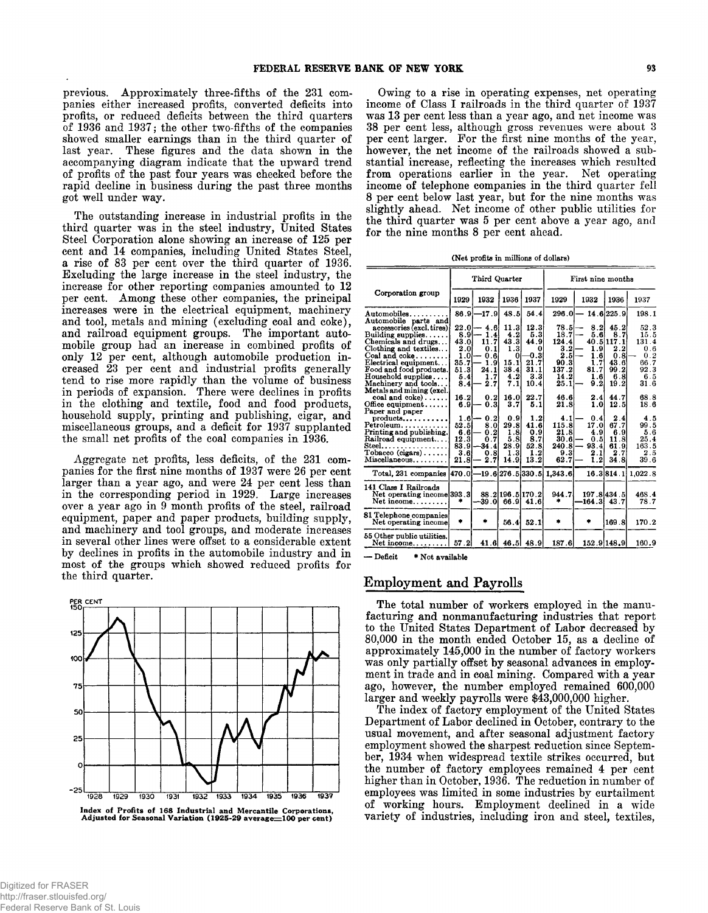previous. Approximately three-fifths of the 231 companies either increased profits, converted deficits into profits, or reduced deficits between the third quarters of 1936 and 1937; the other two-fifths of the companies showed smaller earnings than in the third quarter of last year. These figures and the data shown in the accompanying diagram indicate that the upward trend of profits of the past four years was checked before the rapid decline in business during the past three months got well under way.

The outstanding increase in industrial profits in the third quarter was in the steel industry, United States Steel Corporation alone showing an increase of 125 per cent and 14 companies, including United States Steel, a rise of 83 per cent over the third quarter of 1936. Excluding the large increase in the steel industry, the increase for other reporting companies amounted to 12 per cent. Among these other companies, the principal increases were in the electrical equipment, machinery and tool, metals and mining (excluding coal and coke), and railroad equipment groups. The important automobile group had an increase in combined profits of only 12 per cent, although automobile production increased 23 per cent and industrial profits generally tend to rise more rapidly than the volume of business in periods of expansion. There were declines in profits in the clothing and textile, food and food products, household supply, printing and publishing, cigar, and miscellaneous groups, and a deficit for 1937 supplanted the small net profits of the coal companies in 1936.

Aggregate net profits, less deficits, of the 231 companies for the first nine months of 1937 were 26 per cent larger than a year ago, and were 24 per cent less than in the corresponding period in 1929. Large increases over a year ago in 9 month profits of the steel, railroad equipment, paper and paper products, building supply, and machinery and tool groups, and moderate increases in several other lines were offset to a considerable extent by declines in profits in the automobile industry and in most of the groups which showed reduced profits for the third quarter.

Index of Profits of 168 Industrial and Mercantile Corporations, Adjusted for Seasonal Variation (1925-29 average=100 per cent)

Owing to a rise in operating expenses, net operating income of Class I railroads in the third quarter of 1937 was 13 per cent less than a year ago, and net income was 38 per cent less, although gross revenues were about 3 per cent larger. For the first nine months of the year, however, the net income of the railroads showed a substantial increase, reflecting the increases which resulted from operations earlier in the year. Net operating income of telephone companies in the third quarter fell 8 per cent below last year, but for the nine months was slightly ahead. Net income of other public utilities for the third quarter was 5 per cent above a year ago, and for the nine months 8 per cent ahead.

(Net profits in millions of dollars)

| Corporation group | Third Quarter | | | | First nine months | | | |
|---|---|---|---|---|---|---|---|---|
| | 1929 | 1932 | 1936 | 1937 | 1929 | 1932 | 1936 | 1937 |
| Automobiles | 86.9 | —17.9 | 48.5 | 54.4 | 296.0 | — 14.6 | 225.9 | 198.1 |
| Automobile parts and accessories (excl. tires) | 22.0 | — 4.6 | 11.3 | 12.3 | 78.5 | — 8.2 | 45.2 | 52.3 |
| Building supplies | 8.9 | — 1.4 | 4.2 | 5.3 | 18.7 | — 5.6 | 8.7 | 15.5 |
| Chemicals and drugs | 43.0 | 11.7 | 43.3 | 44.9 | 124.4 | 40.5 | 117.1 | 131.4 |
| Clothing and textiles | 2.0 | 0.1 | 1.3 | 0 | 3.2 | — 1.9 | 2.2 | 0.6 |
| Coal and coke | 1.0 | — 0.6 | 0 | —0.3 | 2.5 | — 1.6 | 0.8 | — 0.2 |
| Electrical equipment | 35.7 | — 1.9 | 15.1 | 21.7 | 90.3 | 1.7 | 43.6 | 66.7 |
| Food and food products | 51.3 | 24.1 | 38.4 | 31.1 | 137.2 | 81.7 | 99.2 | 92.3 |
| Household supplies | 5.4 | 1.7 | 4.2 | 3.3 | 14.2 | 1.6 | 6.8 | 6.5 |
| Machinery and tools | 8.4 | — 2.7 | 7.1 | 10.4 | 25.1 | — 9.2 | 19.2 | 31.6 |
| Metals and mining (excl. coal and coke) | 16.2 | 0.2 | 16.0 | 22.7 | 46.6 | 2.4 | 44.7 | 68.8 |
| Office equipment | 6.9 | — 0.3 | 3.7 | 5.1 | 21.8 | 1.0 | 12.5 | 18.6 |
| Paper and paper products | 1.6 | — 0.2 | 0.9 | 1.2 | 4.1 | — 0.4 | 2.4 | 4.5 |
| Petroleum | 52.5 | 8.0 | 29.8 | 41.6 | 115.8 | 17.0 | 67.7 | 99.5 |
| Printing and publishing | 6.6 | — 0.2 | 1.8 | 0.9 | 21.8 | 4.9 | 6.9 | 5.6 |
| Railroad equipment | 12.3 | 0.7 | 5.8 | 8.7 | 30.6 | — 0.5 | 11.8 | 25.4 |
| Steel | 83.9 | —34.4 | 28.9 | 52.8 | 240.8 | — 93.4 | 61.9 | 163.5 |
| Tobacco (cigars) | 3.6 | 0.8 | 1.3 | 1.2 | 9.3 | 2.1 | 2.7 | 2.5 |
| Miscellaneous | 21.8 | — 2.7 | 14.9 | 13.2 | 62.7 | — 1.2 | 34.8 | 39.6 |
| Total, 231 companies | 470.0 | —19.6 | 276.5 | 330.5 | 1,343.6 | 16.3 | 814.1 | 1,022.8 |
| 141 Class I Railroads Net operating income | 393.3 | 88.2 | 196.5 | 170.2 | 944.7 | 197.8 | 434.5 | 468.4 |
| Net income | * | —39.0 | 66.9 | 41.6 | * | —164.3 | 43.7 | 78.7 |
| 81 Telephone companies Net operating income | * | * | 56.4 | 52.1 | * | * | 169.8 | 170.2 |
| 55 Other public utilities. Net income | 57.2 | 41.6 | 46.5 | 48.9 | 187.6 | 152.9 | 148.9 | 160.9 |

— Deficit   * Not available

## Employment and Payrolls

The total number of workers employed in the manufacturing and nonmanufacturing industries that report to the United States Department of Labor decreased by 80,000 in the month ended October 15, as a decline of approximately 145,000 in the number of factory workers was only partially offset by seasonal advances in employment in trade and in coal mining. Compared with a year ago, however, the number employed remained 600,000 larger and weekly payrolls were $43,000,000 higher.

The index of factory employment of the United States Department of Labor declined in October, contrary to the usual movement, and after seasonal adjustment factory employment showed the sharpest reduction since September, 1934 when widespread textile strikes occurred, but the number of factory employees remained 4 per cent higher than in October, 1936. The reduction in number of employees was limited in some industries by curtailment of working hours. Employment declined in a wide variety of industries, including iron and steel, textiles,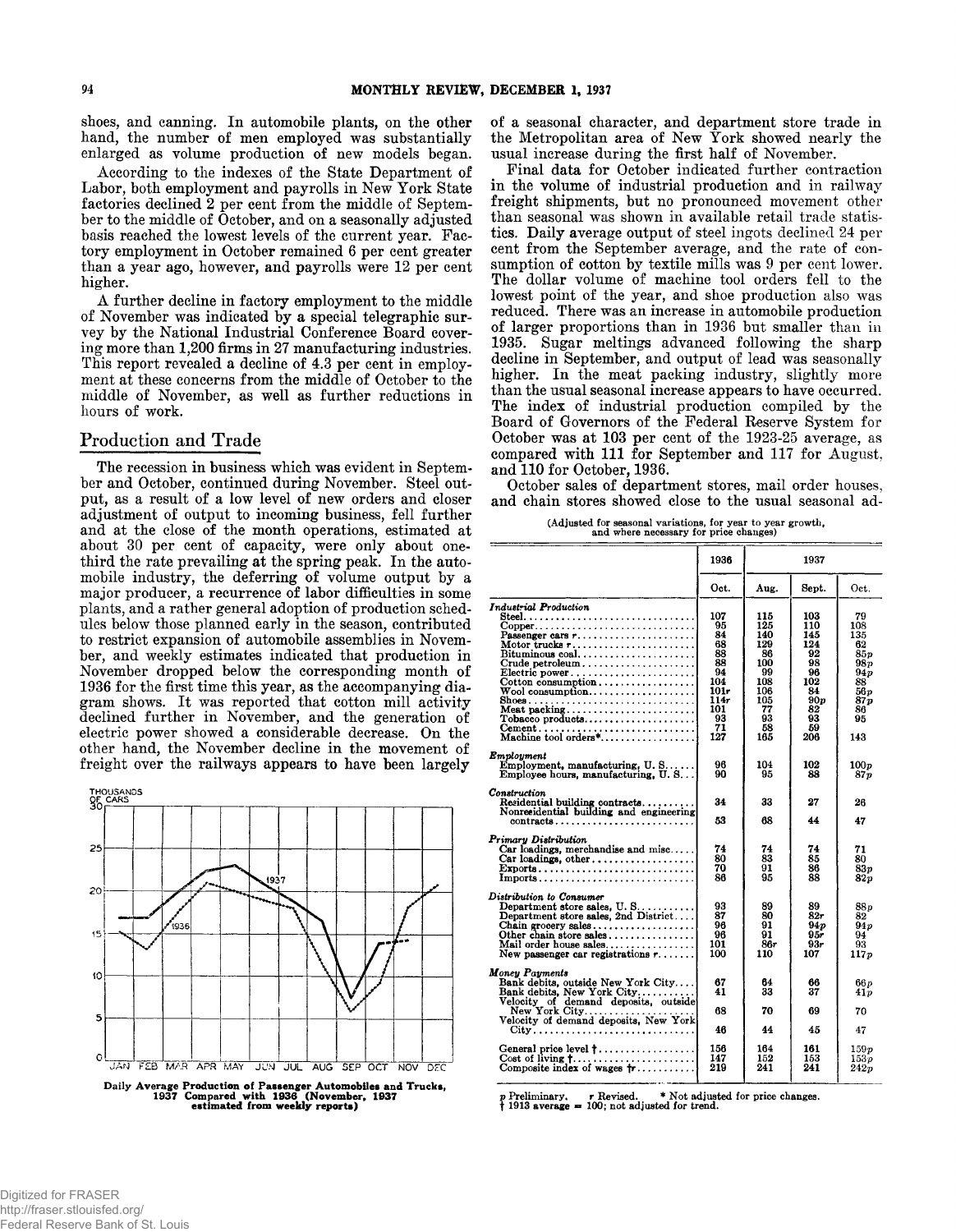shoes, and canning. In automobile plants, on the other hand, the number of men employed was substantially enlarged as volume production of new models began.

According to the indexes of the State Department of Labor, both employment and payrolls in New York State factories declined 2 per cent from the middle of September to the middle of October, and on a seasonally adjusted basis reached the lowest levels of the current year. Factory employment in October remained 6 per cent greater than a year ago, however, and payrolls were 12 per cent higher.

A further decline in factory employment to the middle of November was indicated by a special telegraphic survey by the National Industrial Conference Board covering more than 1,200 firms in 27 manufacturing industries. This report revealed a decline of 4.3 per cent in employment at these concerns from the middle of October to the middle of November, as well as further reductions in hours of work.

## Production and Trade

The recession in business which was evident in September and October, continued during November. Steel output, as a result of a low level of new orders and closer adjustment of output to incoming business, fell further and at the close of the month operations, estimated at about 30 per cent of capacity, were only about one-third the rate prevailing at the spring peak. In the automobile industry, the deferring of volume output by a major producer, a recurrence of labor difficulties in some plants, and a rather general adoption of production schedules below those planned early in the season, contributed to restrict expansion of automobile assemblies in November, and weekly estimates indicated that production in November dropped below the corresponding month of 1936 for the first time this year, as the accompanying diagram shows. It was reported that cotton mill activity declined further in November, and the generation of electric power showed a considerable decrease. On the other hand, the November decline in the movement of freight over the railways appears to have been largely of a seasonal character, and department store trade in the Metropolitan area of New York showed nearly the usual increase during the first half of November.

Daily Average Production of Passenger Automobiles and Trucks, 1937 Compared with 1936 (November, 1937 estimated from weekly reports)

Final data for October indicated further contraction in the volume of industrial production and in railway freight shipments, but no pronounced movement other than seasonal was shown in available retail trade statistics. Daily average output of steel ingots declined 24 per cent from the September average, and the rate of consumption of cotton by textile mills was 9 per cent lower. The dollar volume of machine tool orders fell to the lowest point of the year, and shoe production also was reduced. There was an increase in automobile production of larger proportions than in 1936 but smaller than in 1935. Sugar meltings advanced following the sharp decline in September, and output of lead was seasonally higher. In the meat packing industry, slightly more than the usual seasonal increase appears to have occurred. The index of industrial production compiled by the Board of Governors of the Federal Reserve System for October was at 103 per cent of the 1923-25 average, as compared with 111 for September and 117 for August, and 110 for October, 1936.

October sales of department stores, mail order houses, and chain stores showed close to the usual seasonal ad-

(Adjusted for seasonal variations, for year to year growth, and where necessary for price changes)

| | 1936 | 1937 | | |
|---|---|---|---|---|
| | Oct. | Aug. | Sept. | Oct. |
| *Industrial Production* | | | | |
| Steel | 107 | 115 | 103 | 79 |
| Copper | 95 | 125 | 110 | 108 |
| Passenger cars r | 84 | 140 | 145 | 135 |
| Motor trucks r | 68 | 129 | 124 | 62 |
| Bituminous coal | 88 | 86 | 92 | 85p |
| Crude petroleum | 88 | 100 | 98 | 98p |
| Electric power | 94 | 99 | 96 | 94p |
| Cotton consumption | 104 | 108 | 102 | 88 |
| Wool consumption | 101r | 106 | 84 | 56p |
| Shoes | 114r | 105 | 90p | 87p |
| Meat packing | 101 | 77 | 82 | 86 |
| Tobacco products | 93 | 93 | 93 | 95 |
| Cement | 71 | 58 | 59 | |
| Machine tool orders* | 127 | 165 | 206 | 143 |
| *Employment* | | | | |
| Employment, manufacturing, U. S. | 96 | 104 | 102 | 100p |
| Employee hours, manufacturing, U. S. | 90 | 95 | 88 | 87p |
| *Construction* | | | | |
| Residential building contracts | 34 | 33 | 27 | 26 |
| Nonresidential building and engineering contracts | 53 | 68 | 44 | 47 |
| *Primary Distribution* | | | | |
| Car loadings, merchandise and misc. | 74 | 74 | 74 | 71 |
| Car loadings, other | 80 | 83 | 85 | 80 |
| Exports | 70 | 91 | 86 | 83p |
| Imports | 86 | 95 | 88 | 82p |
| *Distribution to Consumer* | | | | |
| Department store sales, U. S. | 93 | 89 | 89 | 88p |
| Department store sales, 2nd District | 87 | 80 | 82r | 82 |
| Chain grocery sales | 96 | 91 | 94p | 94p |
| Other chain store sales | 96 | 91 | 95r | 94 |
| Mail order house sales | 101 | 86r | 93r | 93 |
| New passenger car registrations r | 100 | 110 | 107 | 117p |
| *Money Payments* | | | | |
| Bank debits, outside New York City | 67 | 64 | 66 | 66p |
| Bank debits, New York City | 41 | 33 | 37 | 41p |
| Velocity of demand deposits, outside New York City | 68 | 70 | 69 | 70 |
| Velocity of demand deposits, New York City | 46 | 44 | 45 | 47 |
| General price level † | 156 | 164 | 161 | 159p |
| Cost of living † | 147 | 152 | 153 | 153p |
| Composite index of wages †r | 219 | 241 | 241 | 242p |

p Preliminary. r Revised. * Not adjusted for price changes.
† 1913 average = 100; not adjusted for trend.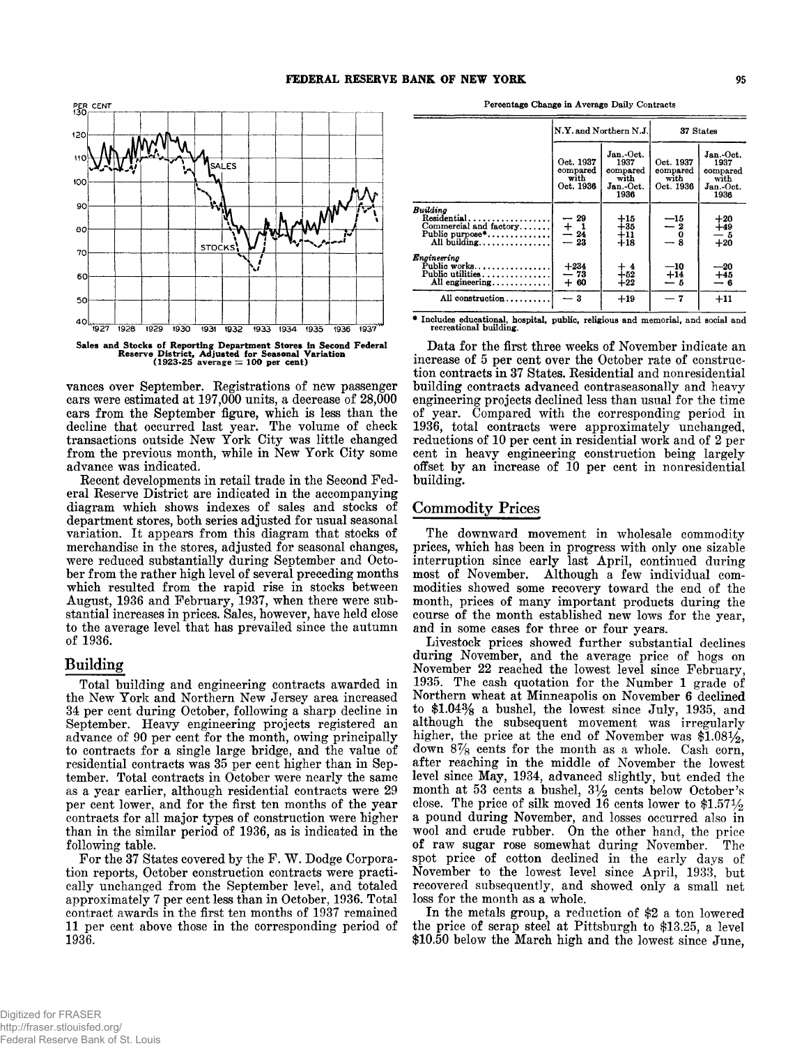Sales and Stocks of Reporting Department Stores in Second Federal Reserve District, Adjusted for Seasonal Variation (1923-25 average = 100 per cent)

vances over September. Registrations of new passenger cars were estimated at 197,000 units, a decrease of 28,000 cars from the September figure, which is less than the decline that occurred last year. The volume of check transactions outside New York City was little changed from the previous month, while in New York City some advance was indicated.

Recent developments in retail trade in the Second Federal Reserve District are indicated in the accompanying diagram which shows indexes of sales and stocks of department stores, both series adjusted for usual seasonal variation. It appears from this diagram that stocks of merchandise in the stores, adjusted for seasonal changes, were reduced substantially during September and October from the rather high level of several preceding months which resulted from the rapid rise in stocks between August, 1936 and February, 1937, when there were substantial increases in prices. Sales, however, have held close to the average level that has prevailed since the autumn of 1936.

## Building

Total building and engineering contracts awarded in the New York and Northern New Jersey area increased 34 per cent during October, following a sharp decline in September. Heavy engineering projects registered an advance of 90 per cent for the month, owing principally to contracts for a single large bridge, and the value of residential contracts was 35 per cent higher than in September. Total contracts in October were nearly the same as a year earlier, although residential contracts were 29 per cent lower, and for the first ten months of the year contracts for all major types of construction were higher than in the similar period of 1936, as is indicated in the following table.

For the 37 States covered by the F. W. Dodge Corporation reports, October construction contracts were practically unchanged from the September level, and totaled approximately 7 per cent less than in October, 1936. Total contract awards in the first ten months of 1937 remained 11 per cent above those in the corresponding period of 1936.

Percentage Change in Average Daily Contracts

| | N.Y. and Northern N.J. | | 37 States | |
|---|---|---|---|---|
| | Oct. 1937 compared with Oct. 1936 | Jan.-Oct. 1937 compared with Jan.-Oct. 1936 | Oct. 1937 compared with Oct. 1936 | Jan.-Oct. 1937 compared with Jan.-Oct. 1936 |
| ***Building*** | | | | |
| Residential | −29 | +15 | −15 | +20 |
| Commercial and factory | +1 | +35 | −2 | +49 |
| Public purpose* | −24 | +11 | 0 | −5 |
| All building | −23 | +18 | −8 | +20 |
| ***Engineering*** | | | | |
| Public works | +234 | +4 | −10 | −20 |
| Public utilities | −73 | +52 | +14 | +45 |
| All engineering | +60 | +22 | −5 | −6 |
| All construction | −3 | +19 | −7 | +11 |

* Includes educational, hospital, public, religious and memorial, and social and recreational building.

Data for the first three weeks of November indicate an increase of 5 per cent over the October rate of construction contracts in 37 States. Residential and nonresidential building contracts advanced contraseasonally and heavy engineering projects declined less than usual for the time of year. Compared with the corresponding period in 1936, total contracts were approximately unchanged, reductions of 10 per cent in residential work and of 2 per cent in heavy engineering construction being largely offset by an increase of 10 per cent in nonresidential building.

## Commodity Prices

The downward movement in wholesale commodity prices, which has been in progress with only one sizable interruption since early last April, continued during most of November. Although a few individual commodities showed some recovery toward the end of the month, prices of many important products during the course of the month established new lows for the year, and in some cases for three or four years.

Livestock prices showed further substantial declines during November, and the average price of hogs on November 22 reached the lowest level since February, 1935. The cash quotation for the Number 1 grade of Northern wheat at Minneapolis on November 6 declined to \$1.04⅜ a bushel, the lowest since July, 1935, and although the subsequent movement was irregularly higher, the price at the end of November was \$1.08½, down 8⅞ cents for the month as a whole. Cash corn, after reaching in the middle of November the lowest level since May, 1934, advanced slightly, but ended the month at 53 cents a bushel, 3½ cents below October's close. The price of silk moved 16 cents lower to \$1.57½ a pound during November, and losses occurred also in wool and crude rubber. On the other hand, the price of raw sugar rose somewhat during November. The spot price of cotton declined in the early days of November to the lowest level since April, 1933, but recovered subsequently, and showed only a small net loss for the month as a whole.

In the metals group, a reduction of \$2 a ton lowered the price of scrap steel at Pittsburgh to \$13.25, a level \$10.50 below the March high and the lowest since June,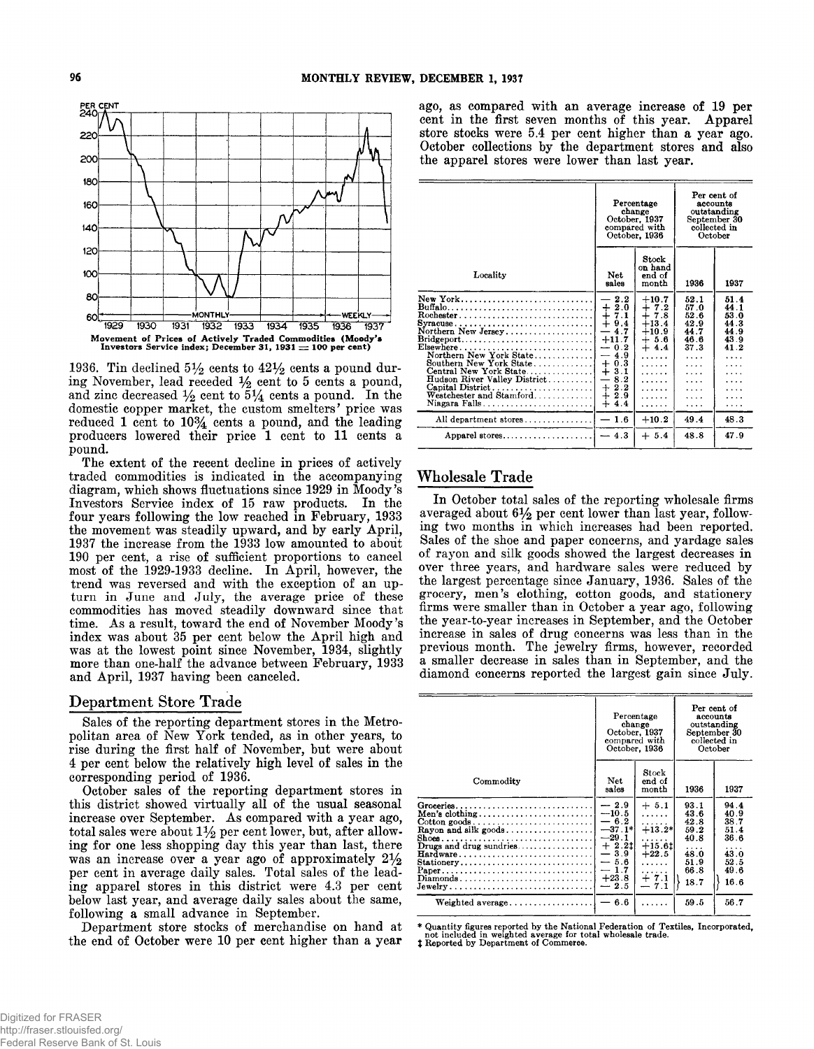Movement of Prices of Actively Traded Commodities (Moody's Investors Service index; December 31, 1931 = 100 per cent)

1936. Tin declined 5½ cents to 42½ cents a pound during November, lead receded ½ cent to 5 cents a pound, and zinc decreased ½ cent to 5¼ cents a pound. In the domestic copper market, the custom smelters' price was reduced 1 cent to 10¾ cents a pound, and the leading producers lowered their price 1 cent to 11 cents a pound.

The extent of the recent decline in prices of actively traded commodities is indicated in the accompanying diagram, which shows fluctuations since 1929 in Moody's Investors Service index of 15 raw products. In the four years following the low reached in February, 1933 the movement was steadily upward, and by early April, 1937 the increase from the 1933 low amounted to about 190 per cent, a rise of sufficient proportions to cancel most of the 1929-1933 decline. In April, however, the trend was reversed and with the exception of an upturn in June and July, the average price of these commodities has moved steadily downward since that time. As a result, toward the end of November Moody's index was about 35 per cent below the April high and was at the lowest point since November, 1934, slightly more than one-half the advance between February, 1933 and April, 1937 having been canceled.

## Department Store Trade

Sales of the reporting department stores in the Metropolitan area of New York tended, as in other years, to rise during the first half of November, but were about 4 per cent below the relatively high level of sales in the corresponding period of 1936.

October sales of the reporting department stores in this district showed virtually all of the usual seasonal increase over September. As compared with a year ago, total sales were about 1½ per cent lower, but, after allowing for one less shopping day this year than last, there was an increase over a year ago of approximately 2½ per cent in average daily sales. Total sales of the leading apparel stores in this district were 4.3 per cent below last year, and average daily sales about the same, following a small advance in September.

Department store stocks of merchandise on hand at the end of October were 10 per cent higher than a year ago, as compared with an average increase of 19 per cent in the first seven months of this year. Apparel store stocks were 5.4 per cent higher than a year ago. October collections by the department stores and also the apparel stores were lower than last year.

| Locality | Percentage change October, 1937 compared with October, 1936 | | Per cent of accounts outstanding September 30 collected in October | |
|---|---|---|---|---|
| | Net sales | Stock on hand end of month | 1936 | 1937 |
| New York | − 2.2 | +10.7 | 52.1 | 51.4 |
| Buffalo | + 2.0 | + 7.2 | 57.0 | 44.1 |
| Rochester | + 7.1 | + 7.8 | 52.6 | 53.0 |
| Syracuse | + 9.4 | +13.4 | 42.9 | 44.3 |
| Northern New Jersey | − 4.7 | +10.9 | 44.7 | 44.9 |
| Bridgeport | +11.7 | + 5.6 | 46.6 | 43.9 |
| Elsewhere | − 0.2 | + 4.4 | 37.3 | 41.2 |
| Northern New York State | − 4.9 | ...... | .... | .... |
| Southern New York State | + 0.3 | ...... | .... | .... |
| Central New York State | + 3.1 | ...... | .... | .... |
| Hudson River Valley District | − 8.2 | ...... | .... | .... |
| Capital District | + 2.2 | ...... | .... | .... |
| Westchester and Stamford | + 2.9 | ...... | .... | .... |
| Niagara Falls | + 4.4 | ...... | .... | .... |
| All department stores | − 1.6 | +10.2 | 49.4 | 48.3 |
| Apparel stores | − 4.3 | + 5.4 | 48.8 | 47.9 |

## Wholesale Trade

In October total sales of the reporting wholesale firms averaged about 6½ per cent lower than last year, following two months in which increases had been reported. Sales of the shoe and paper concerns, and yardage sales of rayon and silk goods showed the largest decreases in over three years, and hardware sales were reduced by the largest percentage since January, 1936. Sales of the grocery, men's clothing, cotton goods, and stationery firms were smaller than in October a year ago, following the year-to-year increases in September, and the October increase in sales of drug concerns was less than in the previous month. The jewelry firms, however, recorded a smaller decrease in sales than in September, and the diamond concerns reported the largest gain since July.

| Commodity | Percentage change October, 1937 compared with October, 1936 | | Per cent of accounts outstanding September 30 collected in October | |
|---|---|---|---|---|
| | Net sales | Stock end of month | 1936 | 1937 |
| Groceries | − 2.9 | + 5.1 | 93.1 | 94.4 |
| Men's clothing | −10.5 | ...... | 43.6 | 40.9 |
| Cotton goods | − 6.2 | ...... | 42.8 | 38.7 |
| Rayon and silk goods | −37.1* | +13.2* | 59.2 | 51.4 |
| Shoes | −29.1 | ...... | 40.8 | 36.6 |
| Drugs and drug sundries | + 2.2‡ | +15.6‡ | .... | .... |
| Hardware | − 3.9 | +22.5 | 48.0 | 43.0 |
| Stationery | − 5.6 | ...... | 51.9 | 52.5 |
| Paper | − 1.7 | ...... | 66.8 | 49.6 |
| Diamonds | +23.8 | + 7.1 | 18.7 | 16.6 |
| Jewelry | − 2.5 | − 7.1 | | |
| Weighted average | − 6.6 | ...... | 59.5 | 56.7 |

\* Quantity figures reported by the National Federation of Textiles, Incorporated, not included in weighted average for total wholesale trade.
‡ Reported by Department of Commerce.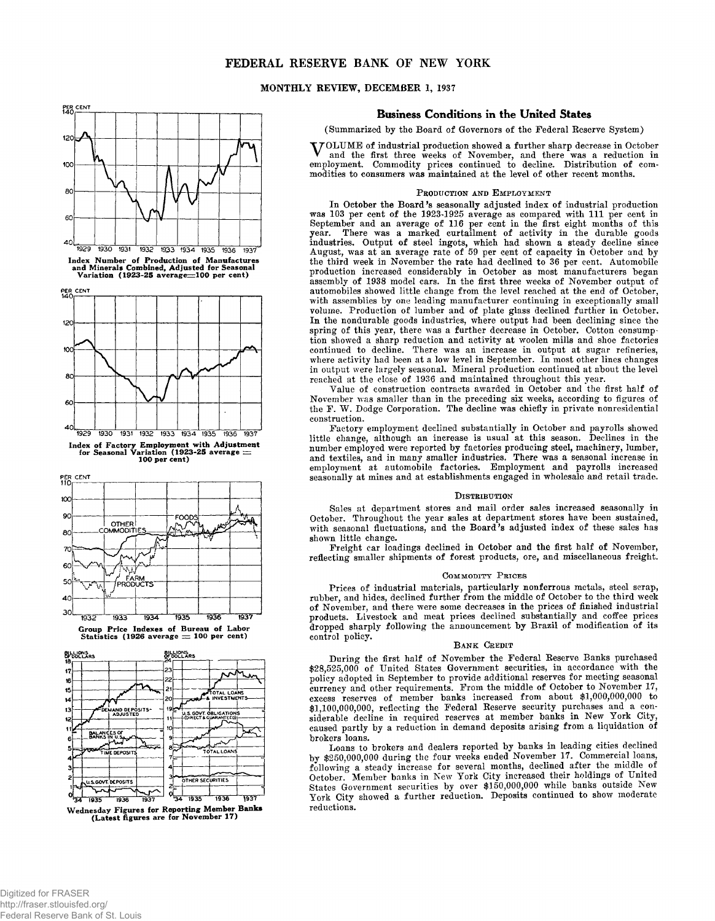# FEDERAL RESERVE BANK OF NEW YORK

MONTHLY REVIEW, DECEMBER 1, 1937

PER CENT
140
120
100
80
60
40
1929 1930 1931 1932 1933 1934 1935 1936 1937

Index Number of Production of Manufactures and Minerals Combined, Adjusted for Seasonal Variation (1923-25 average=100 per cent)

PER CENT
140
120
100
80
60
40
1929 1930 1931 1932 1933 1934 1935 1936 1937

Index of Factory Employment with Adjustment for Seasonal Variation (1923-25 average = 100 per cent)

PER CENT
110
100
90
80
70
60
50
40
30
1932 1933 1934 1935 1936 1937
OTHER COMMODITIES
FOODS
FARM PRODUCTS

Group Price Indexes of Bureau of Labor Statistics (1926 average = 100 per cent)

BILLIONS OF DOLLARS
DEMAND DEPOSITS-ADJUSTED
BALANCES OF BANKS IN U.S.
TIME DEPOSITS
U.S. GOVT. DEPOSITS
'34 1935 1936 1937

BILLIONS OF DOLLARS
TOTAL LOANS & INVESTMENTS
U.S. GOVT. OBLIGATIONS (DIRECT & GUARANTEED)
TOTAL LOANS
OTHER SECURITIES
'34 1935 1936 1937

Wednesday Figures for Reporting Member Banks (Latest figures are for November 17)

## Business Conditions in the United States

(Summarized by the Board of Governors of the Federal Reserve System)

Volume of industrial production showed a further sharp decrease in October and the first three weeks of November, and there was a reduction in employment. Commodity prices continued to decline. Distribution of commodities to consumers was maintained at the level of other recent months.

### Production and Employment

In October the Board's seasonally adjusted index of industrial production was 103 per cent of the 1923-1925 average as compared with 111 per cent in September and an average of 116 per cent in the first eight months of this year. There was a marked curtailment of activity in the durable goods industries. Output of steel ingots, which had shown a steady decline since August, was at an average rate of 59 per cent of capacity in October and by the third week in November the rate had declined to 36 per cent. Automobile production increased considerably in October as most manufacturers began assembly of 1938 model cars. In the first three weeks of November output of automobiles showed little change from the level reached at the end of October, with assemblies by one leading manufacturer continuing in exceptionally small volume. Production of lumber and of plate glass declined further in October. In the nondurable goods industries, where output had been declining since the spring of this year, there was a further decrease in October. Cotton consumption showed a sharp reduction and activity at woolen mills and shoe factories continued to decline. There was an increase in output at sugar refineries, where activity had been at a low level in September. In most other lines changes in output were largely seasonal. Mineral production continued at about the level reached at the close of 1936 and maintained throughout this year.

Value of construction contracts awarded in October and the first half of November was smaller than in the preceding six weeks, according to figures of the F. W. Dodge Corporation. The decline was chiefly in private nonresidential construction.

Factory employment declined substantially in October and payrolls showed little change, although an increase is usual at this season. Declines in the number employed were reported by factories producing steel, machinery, lumber, and textiles, and in many smaller industries. There was a seasonal increase in employment at automobile factories. Employment and payrolls increased seasonally at mines and at establishments engaged in wholesale and retail trade.

### Distribution

Sales at department stores and mail order sales increased seasonally in October. Throughout the year sales at department stores have been sustained, with seasonal fluctuations, and the Board's adjusted index of these sales has shown little change.

Freight car loadings declined in October and the first half of November, reflecting smaller shipments of forest products, ore, and miscellaneous freight.

### Commodity Prices

Prices of industrial materials, particularly nonferrous metals, steel scrap, rubber, and hides, declined further from the middle of October to the third week of November, and there were some decreases in the prices of finished industrial products. Livestock and meat prices declined substantially and coffee prices dropped sharply following the announcement by Brazil of modification of its control policy.

### Bank Credit

During the first half of November the Federal Reserve Banks purchased $28,525,000 of United States Government securities, in accordance with the policy adopted in September to provide additional reserves for meeting seasonal currency and other requirements. From the middle of October to November 17, excess reserves of member banks increased from about $1,000,000,000 to $1,100,000,000, reflecting the Federal Reserve security purchases and a considerable decline in required reserves at member banks in New York City, caused partly by a reduction in demand deposits arising from a liquidation of brokers loans.

Loans to brokers and dealers reported by banks in leading cities declined by $250,000,000 during the four weeks ended November 17. Commercial loans, following a steady increase for several months, declined after the middle of October. Member banks in New York City increased their holdings of United States Government securities by over $150,000,000 while banks outside New York City showed a further reduction. Deposits continued to show moderate reductions.